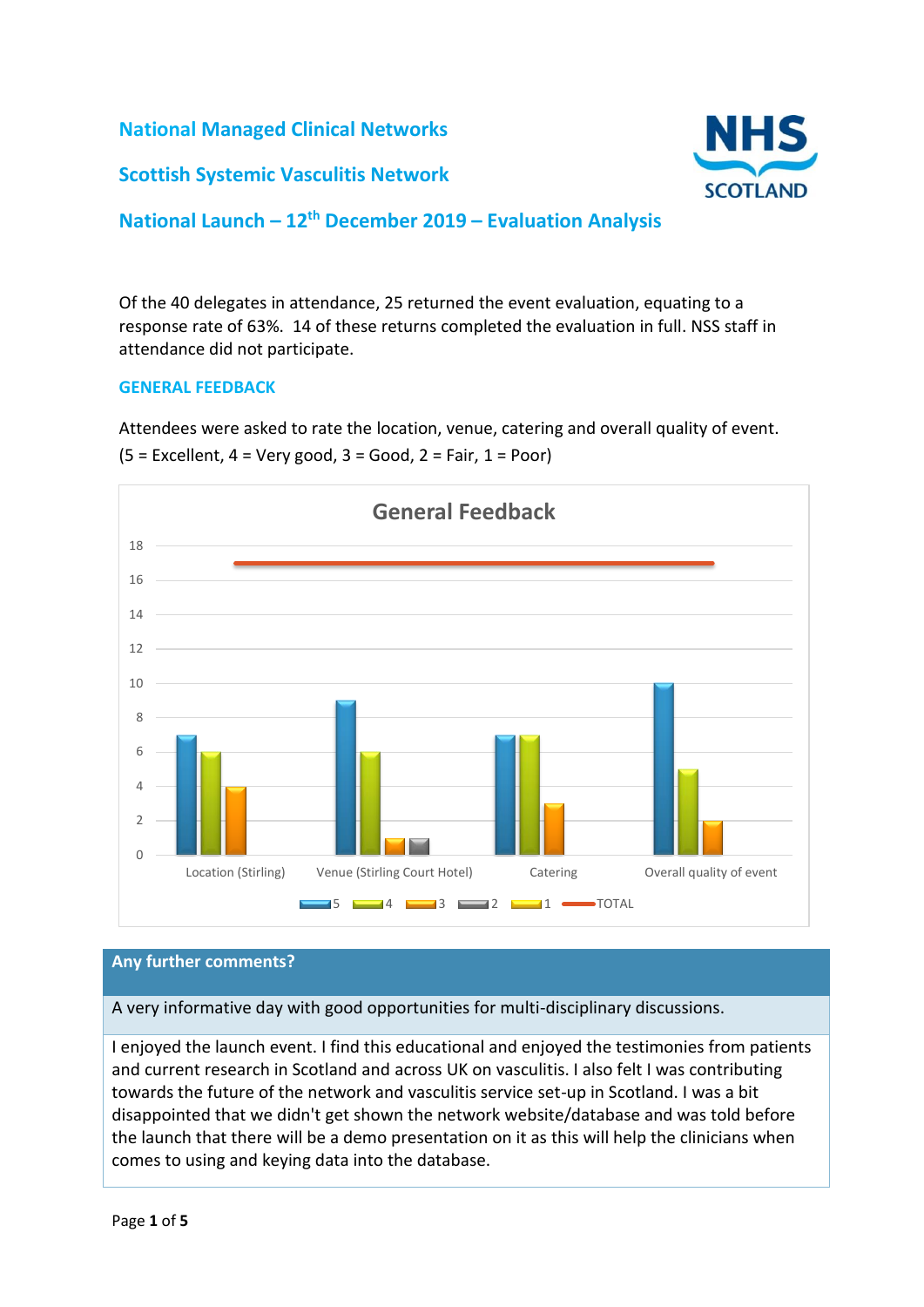## National Managed Clinical Networks

## Scottish Systemic Vasculitis Network

## National Launch – 12th December 2019 – Evaluation Analysis

Of the 40 delegates in attendance, 25 returned the event evaluation, equating to a response rate of 63%. 14 of these returns completed the evaluation in full. NSS staff in attendance did not participate.

### GENERAL FEEDBACK

Attendees were asked to rate the location, venue, catering and overall quality of event. (5 = Excellent, 4 = Very good, 3 = Good, 2 = Fair, 1 = Poor)

**General Feedback**

| | 5 | 4 | 3 | 2 | 1 | TOTAL |
|---|---|---|---|---|---|---|
| Location (Stirling) | 7 | 6 | 4 | | | 17 |
| Venue (Stirling Court Hotel) | 9 | 6 | 1 | 1 | | 17 |
| Catering | 7 | 7 | 3 | | | 17 |
| Overall quality of event | 10 | 5 | 2 | | | 17 |

| Any further comments? |
|---|
| A very informative day with good opportunities for multi-disciplinary discussions. |
| I enjoyed the launch event. I find this educational and enjoyed the testimonies from patients and current research in Scotland and across UK on vasculitis. I also felt I was contributing towards the future of the network and vasculitis service set-up in Scotland. I was a bit disappointed that we didn't get shown the network website/database and was told before the launch that there will be a demo presentation on it as this will help the clinicians when comes to using and keying data into the database. |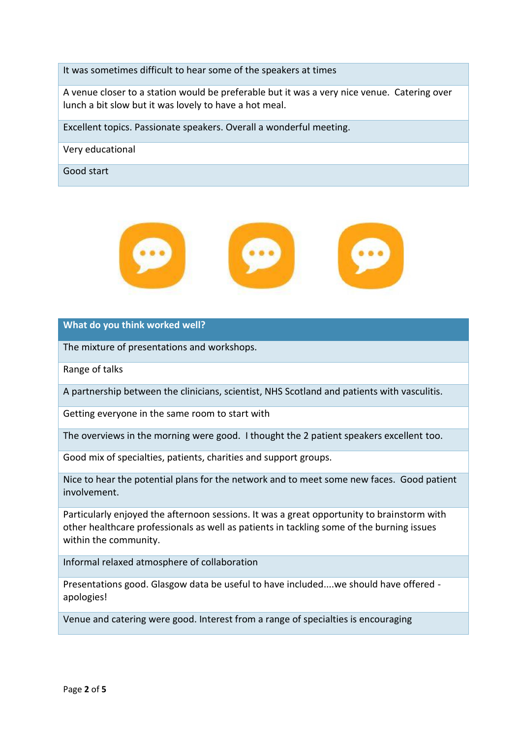| It was sometimes difficult to hear some of the speakers at times |
| --- |
| A venue closer to a station would be preferable but it was a very nice venue.  Catering over lunch a bit slow but it was lovely to have a hot meal. |
| Excellent topics. Passionate speakers. Overall a wonderful meeting. |
| Very educational |
| Good start |

| What do you think worked well? |
| --- |
| The mixture of presentations and workshops. |
| Range of talks |
| A partnership between the clinicians, scientist, NHS Scotland and patients with vasculitis. |
| Getting everyone in the same room to start with |
| The overviews in the morning were good.  I thought the 2 patient speakers excellent too. |
| Good mix of specialties, patients, charities and support groups. |
| Nice to hear the potential plans for the network and to meet some new faces.  Good patient involvement. |
| Particularly enjoyed the afternoon sessions. It was a great opportunity to brainstorm with other healthcare professionals as well as patients in tackling some of the burning issues within the community. |
| Informal relaxed atmosphere of collaboration |
| Presentations good. Glasgow data be useful to have included....we should have offered - apologies! |
| Venue and catering were good. Interest from a range of specialties is encouraging |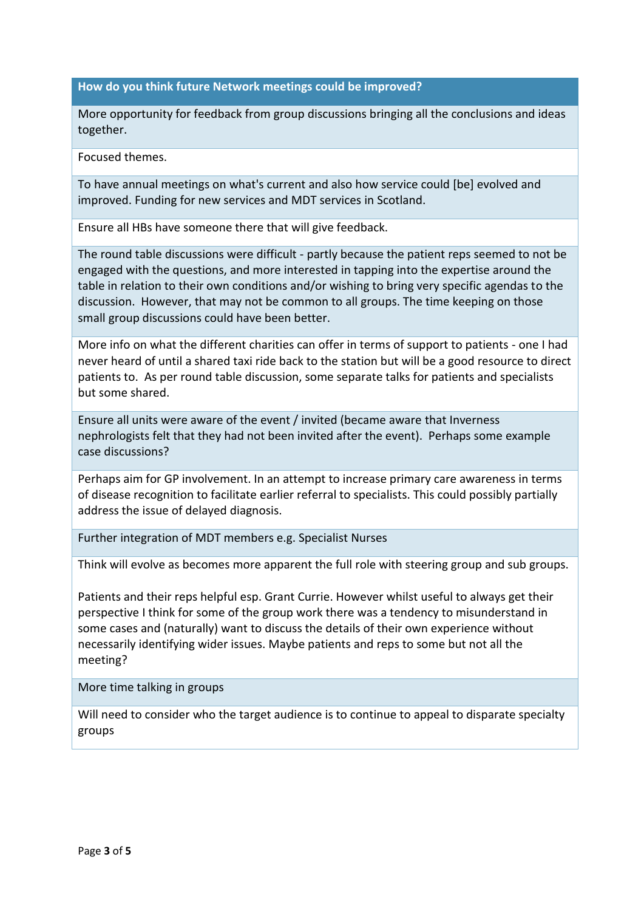| How do you think future Network meetings could be improved? |
| --- |
| More opportunity for feedback from group discussions bringing all the conclusions and ideas together. |
| Focused themes. |
| To have annual meetings on what's current and also how service could [be] evolved and improved. Funding for new services and MDT services in Scotland. |
| Ensure all HBs have someone there that will give feedback. |
| The round table discussions were difficult - partly because the patient reps seemed to not be engaged with the questions, and more interested in tapping into the expertise around the table in relation to their own conditions and/or wishing to bring very specific agendas to the discussion. However, that may not be common to all groups. The time keeping on those small group discussions could have been better. |
| More info on what the different charities can offer in terms of support to patients - one I had never heard of until a shared taxi ride back to the station but will be a good resource to direct patients to. As per round table discussion, some separate talks for patients and specialists but some shared. |
| Ensure all units were aware of the event / invited (became aware that Inverness nephrologists felt that they had not been invited after the event). Perhaps some example case discussions? |
| Perhaps aim for GP involvement. In an attempt to increase primary care awareness in terms of disease recognition to facilitate earlier referral to specialists. This could possibly partially address the issue of delayed diagnosis. |
| Further integration of MDT members e.g. Specialist Nurses |
| Think will evolve as becomes more apparent the full role with steering group and sub groups.<br><br>Patients and their reps helpful esp. Grant Currie. However whilst useful to always get their perspective I think for some of the group work there was a tendency to misunderstand in some cases and (naturally) want to discuss the details of their own experience without necessarily identifying wider issues. Maybe patients and reps to some but not all the meeting? |
| More time talking in groups |
| Will need to consider who the target audience is to continue to appeal to disparate specialty groups |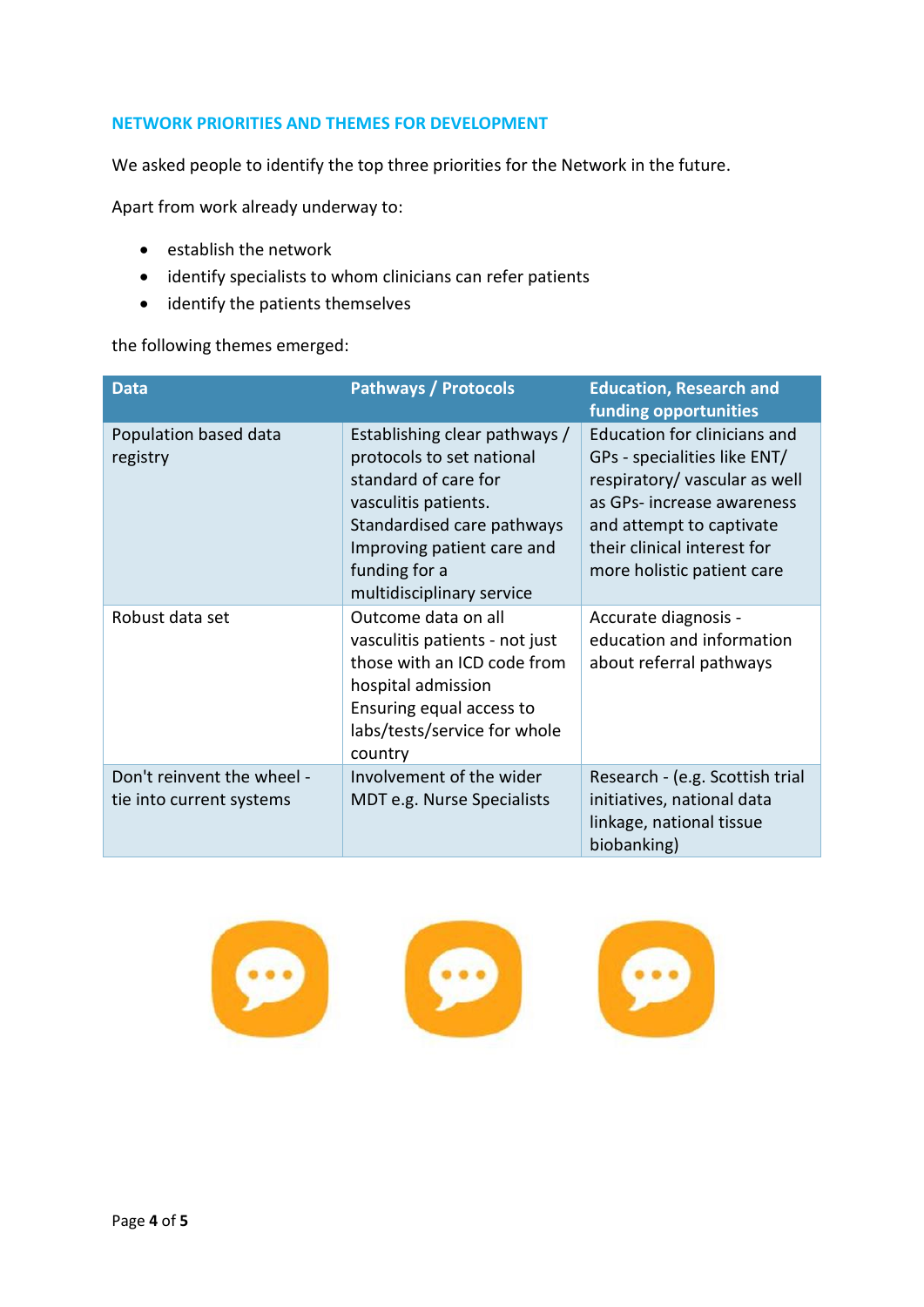## NETWORK PRIORITIES AND THEMES FOR DEVELOPMENT

We asked people to identify the top three priorities for the Network in the future.

Apart from work already underway to:

- establish the network
- identify specialists to whom clinicians can refer patients
- identify the patients themselves

the following themes emerged:

| Data | Pathways / Protocols | Education, Research and funding opportunities |
|---|---|---|
| Population based data registry | Establishing clear pathways / protocols to set national standard of care for vasculitis patients. Standardised care pathways Improving patient care and funding for a multidisciplinary service | Education for clinicians and GPs - specialities like ENT/ respiratory/ vascular as well as GPs- increase awareness and attempt to captivate their clinical interest for more holistic patient care |
| Robust data set | Outcome data on all vasculitis patients - not just those with an ICD code from hospital admission Ensuring equal access to labs/tests/service for whole country | Accurate diagnosis - education and information about referral pathways |
| Don't reinvent the wheel - tie into current systems | Involvement of the wider MDT e.g. Nurse Specialists | Research - (e.g. Scottish trial initiatives, national data linkage, national tissue biobanking) |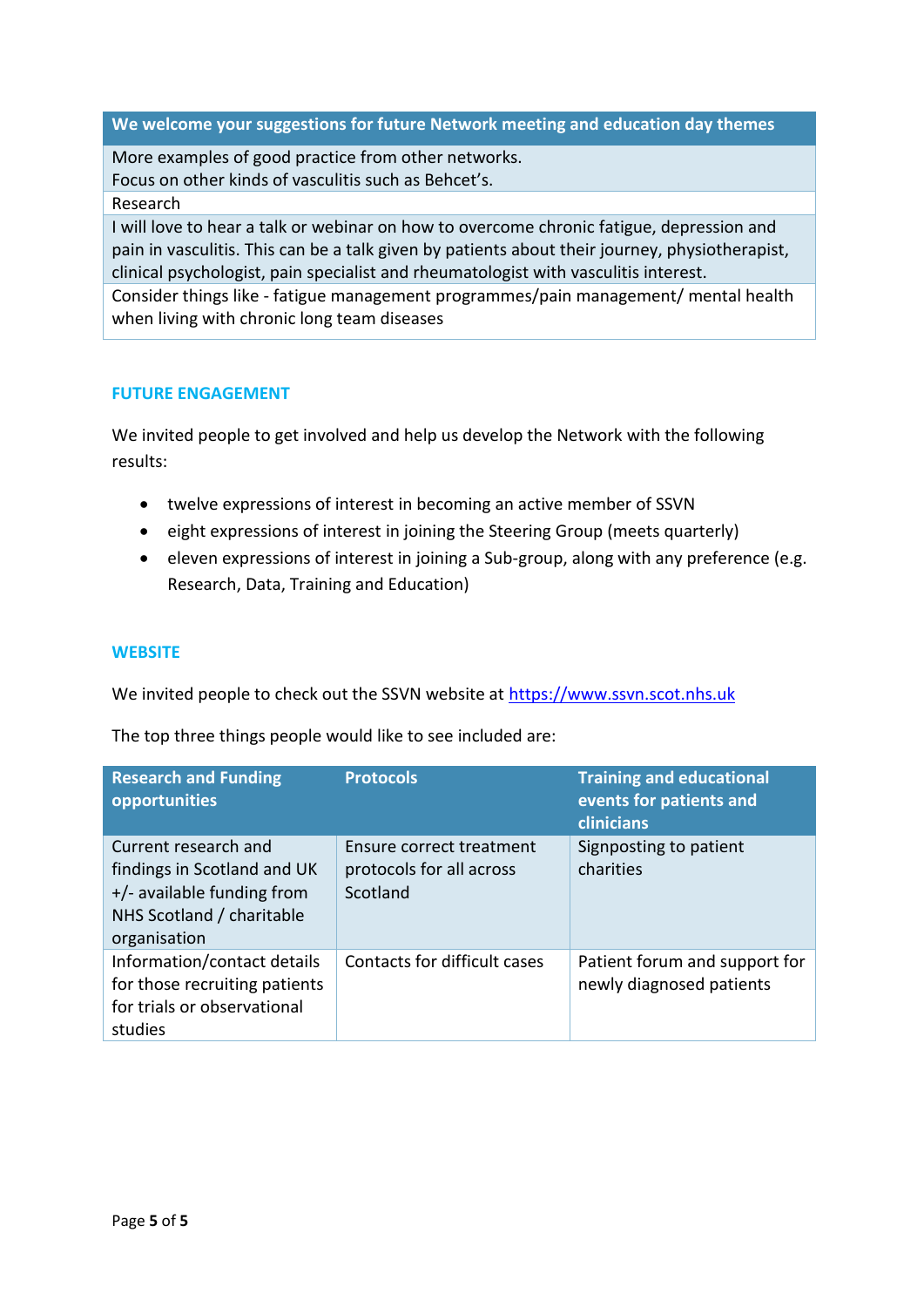| We welcome your suggestions for future Network meeting and education day themes |
|---|
| More examples of good practice from other networks.<br>Focus on other kinds of vasculitis such as Behcet's. |
| Research |
| I will love to hear a talk or webinar on how to overcome chronic fatigue, depression and pain in vasculitis. This can be a talk given by patients about their journey, physiotherapist, clinical psychologist, pain specialist and rheumatologist with vasculitis interest. |
| Consider things like - fatigue management programmes/pain management/ mental health when living with chronic long team diseases |

## FUTURE ENGAGEMENT

We invited people to get involved and help us develop the Network with the following results:

- twelve expressions of interest in becoming an active member of SSVN
- eight expressions of interest in joining the Steering Group (meets quarterly)
- eleven expressions of interest in joining a Sub-group, along with any preference (e.g. Research, Data, Training and Education)

## WEBSITE

We invited people to check out the SSVN website at https://www.ssvn.scot.nhs.uk

The top three things people would like to see included are:

| Research and Funding opportunities | Protocols | Training and educational events for patients and clinicians |
|---|---|---|
| Current research and findings in Scotland and UK +/- available funding from NHS Scotland / charitable organisation | Ensure correct treatment protocols for all across Scotland | Signposting to patient charities |
| Information/contact details for those recruiting patients for trials or observational studies | Contacts for difficult cases | Patient forum and support for newly diagnosed patients |